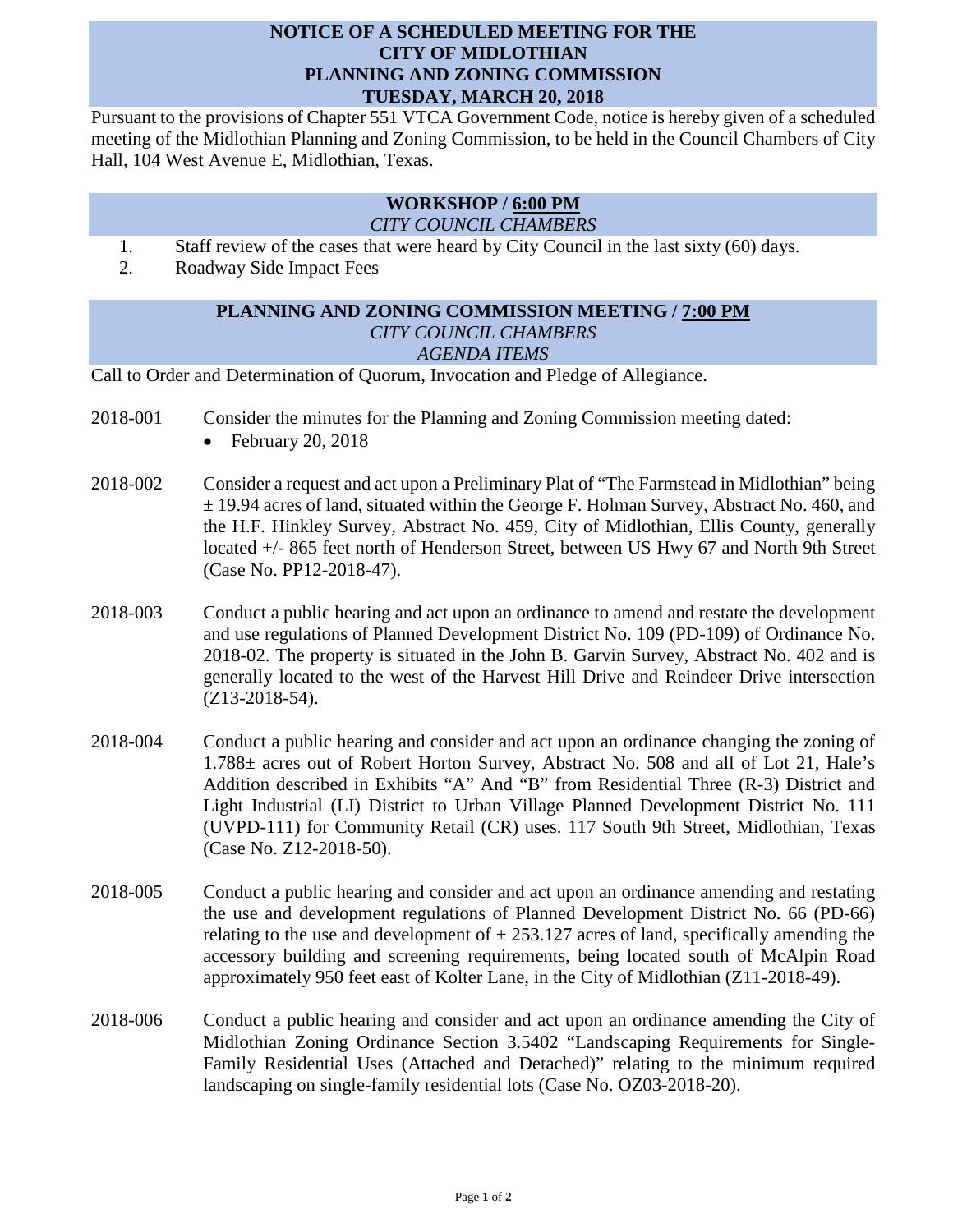# NOTICE OF A SCHEDULED MEETING FOR THE CITY OF MIDLOTHIAN PLANNING AND ZONING COMMISSION TUESDAY, MARCH 20, 2018

Pursuant to the provisions of Chapter 551 VTCA Government Code, notice is hereby given of a scheduled meeting of the Midlothian Planning and Zoning Commission, to be held in the Council Chambers of City Hall, 104 West Avenue E, Midlothian, Texas.

## WORKSHOP / 6:00 PM

*CITY COUNCIL CHAMBERS*

1. Staff review of the cases that were heard by City Council in the last sixty (60) days.
2. Roadway Side Impact Fees

## PLANNING AND ZONING COMMISSION MEETING / 7:00 PM

*CITY COUNCIL CHAMBERS*

*AGENDA ITEMS*

Call to Order and Determination of Quorum, Invocation and Pledge of Allegiance.

2018-001 Consider the minutes for the Planning and Zoning Commission meeting dated:

- February 20, 2018

2018-002 Consider a request and act upon a Preliminary Plat of "The Farmstead in Midlothian" being ± 19.94 acres of land, situated within the George F. Holman Survey, Abstract No. 460, and the H.F. Hinkley Survey, Abstract No. 459, City of Midlothian, Ellis County, generally located +/- 865 feet north of Henderson Street, between US Hwy 67 and North 9th Street (Case No. PP12-2018-47).

2018-003 Conduct a public hearing and act upon an ordinance to amend and restate the development and use regulations of Planned Development District No. 109 (PD-109) of Ordinance No. 2018-02. The property is situated in the John B. Garvin Survey, Abstract No. 402 and is generally located to the west of the Harvest Hill Drive and Reindeer Drive intersection (Z13-2018-54).

2018-004 Conduct a public hearing and consider and act upon an ordinance changing the zoning of 1.788± acres out of Robert Horton Survey, Abstract No. 508 and all of Lot 21, Hale's Addition described in Exhibits "A" And "B" from Residential Three (R-3) District and Light Industrial (LI) District to Urban Village Planned Development District No. 111 (UVPD-111) for Community Retail (CR) uses. 117 South 9th Street, Midlothian, Texas (Case No. Z12-2018-50).

2018-005 Conduct a public hearing and consider and act upon an ordinance amending and restating the use and development regulations of Planned Development District No. 66 (PD-66) relating to the use and development of ± 253.127 acres of land, specifically amending the accessory building and screening requirements, being located south of McAlpin Road approximately 950 feet east of Kolter Lane, in the City of Midlothian (Z11-2018-49).

2018-006 Conduct a public hearing and consider and act upon an ordinance amending the City of Midlothian Zoning Ordinance Section 3.5402 "Landscaping Requirements for Single-Family Residential Uses (Attached and Detached)" relating to the minimum required landscaping on single-family residential lots (Case No. OZ03-2018-20).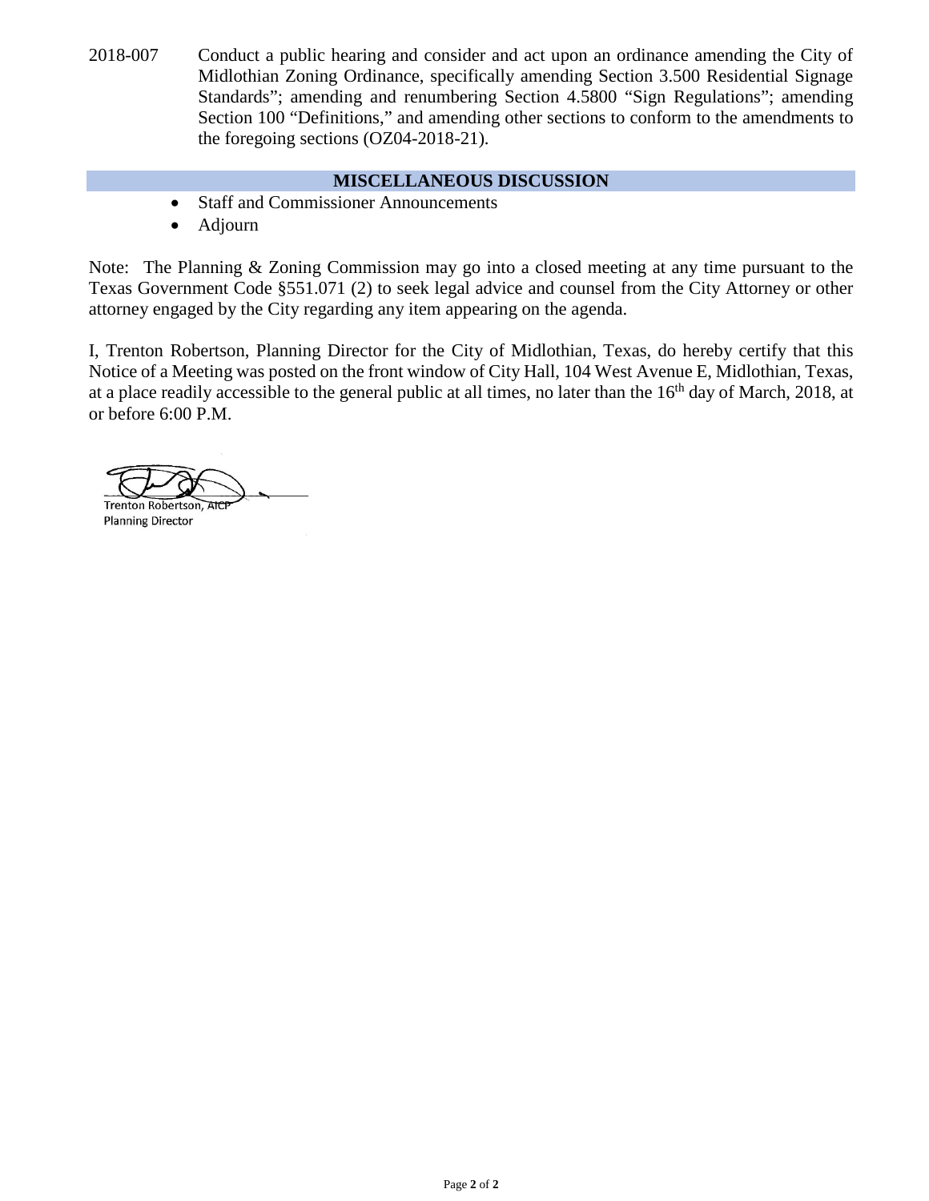2018-007 Conduct a public hearing and consider and act upon an ordinance amending the City of Midlothian Zoning Ordinance, specifically amending Section 3.500 Residential Signage Standards"; amending and renumbering Section 4.5800 "Sign Regulations"; amending Section 100 "Definitions," and amending other sections to conform to the amendments to the foregoing sections (OZ04-2018-21).

## MISCELLANEOUS DISCUSSION

- Staff and Commissioner Announcements
- Adjourn

Note: The Planning & Zoning Commission may go into a closed meeting at any time pursuant to the Texas Government Code §551.071 (2) to seek legal advice and counsel from the City Attorney or other attorney engaged by the City regarding any item appearing on the agenda.

I, Trenton Robertson, Planning Director for the City of Midlothian, Texas, do hereby certify that this Notice of a Meeting was posted on the front window of City Hall, 104 West Avenue E, Midlothian, Texas, at a place readily accessible to the general public at all times, no later than the 16th day of March, 2018, at or before 6:00 P.M.

Trenton Robertson, AICP
Planning Director